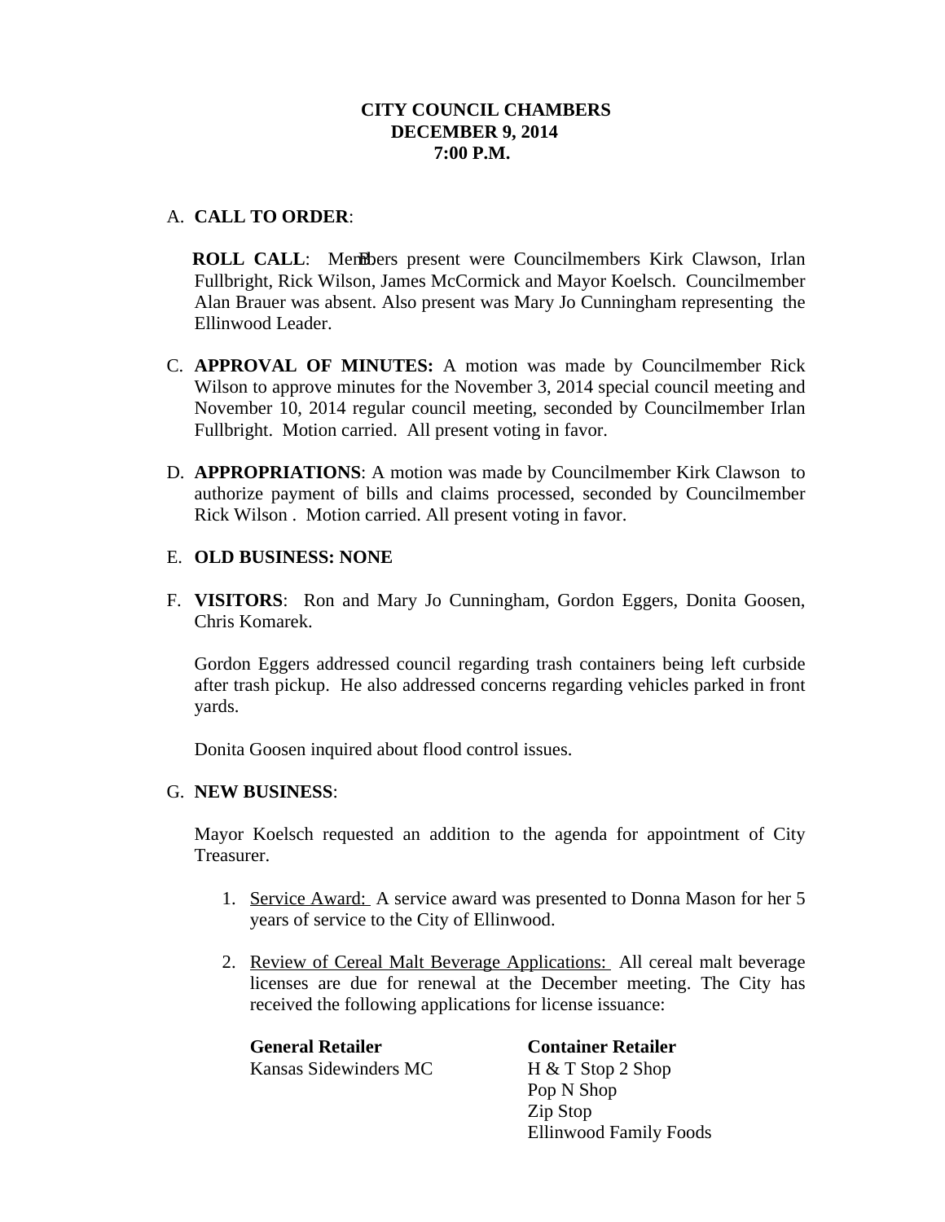**CITY COUNCIL CHAMBERS**
**DECEMBER 9, 2014**
**7:00 P.M.**

A. **CALL TO ORDER**:

**ROLL CALL**: Members present were Councilmembers Kirk Clawson, Irlan Fullbright, Rick Wilson, James McCormick and Mayor Koelsch. Councilmember Alan Brauer was absent. Also present was Mary Jo Cunningham representing the Ellinwood Leader.

C. **APPROVAL OF MINUTES:** A motion was made by Councilmember Rick Wilson to approve minutes for the November 3, 2014 special council meeting and November 10, 2014 regular council meeting, seconded by Councilmember Irlan Fullbright. Motion carried. All present voting in favor.

D. **APPROPRIATIONS**: A motion was made by Councilmember Kirk Clawson to authorize payment of bills and claims processed, seconded by Councilmember Rick Wilson . Motion carried. All present voting in favor.

E. **OLD BUSINESS: NONE**

F. **VISITORS**: Ron and Mary Jo Cunningham, Gordon Eggers, Donita Goosen, Chris Komarek.

Gordon Eggers addressed council regarding trash containers being left curbside after trash pickup. He also addressed concerns regarding vehicles parked in front yards.

Donita Goosen inquired about flood control issues.

G. **NEW BUSINESS**:

Mayor Koelsch requested an addition to the agenda for appointment of City Treasurer.

1. Service Award: A service award was presented to Donna Mason for her 5 years of service to the City of Ellinwood.

2. Review of Cereal Malt Beverage Applications: All cereal malt beverage licenses are due for renewal at the December meeting. The City has received the following applications for license issuance:

| **General Retailer** | **Container Retailer** |
|---|---|
| Kansas Sidewinders MC | H & T Stop 2 Shop |
| | Pop N Shop |
| | Zip Stop |
| | Ellinwood Family Foods |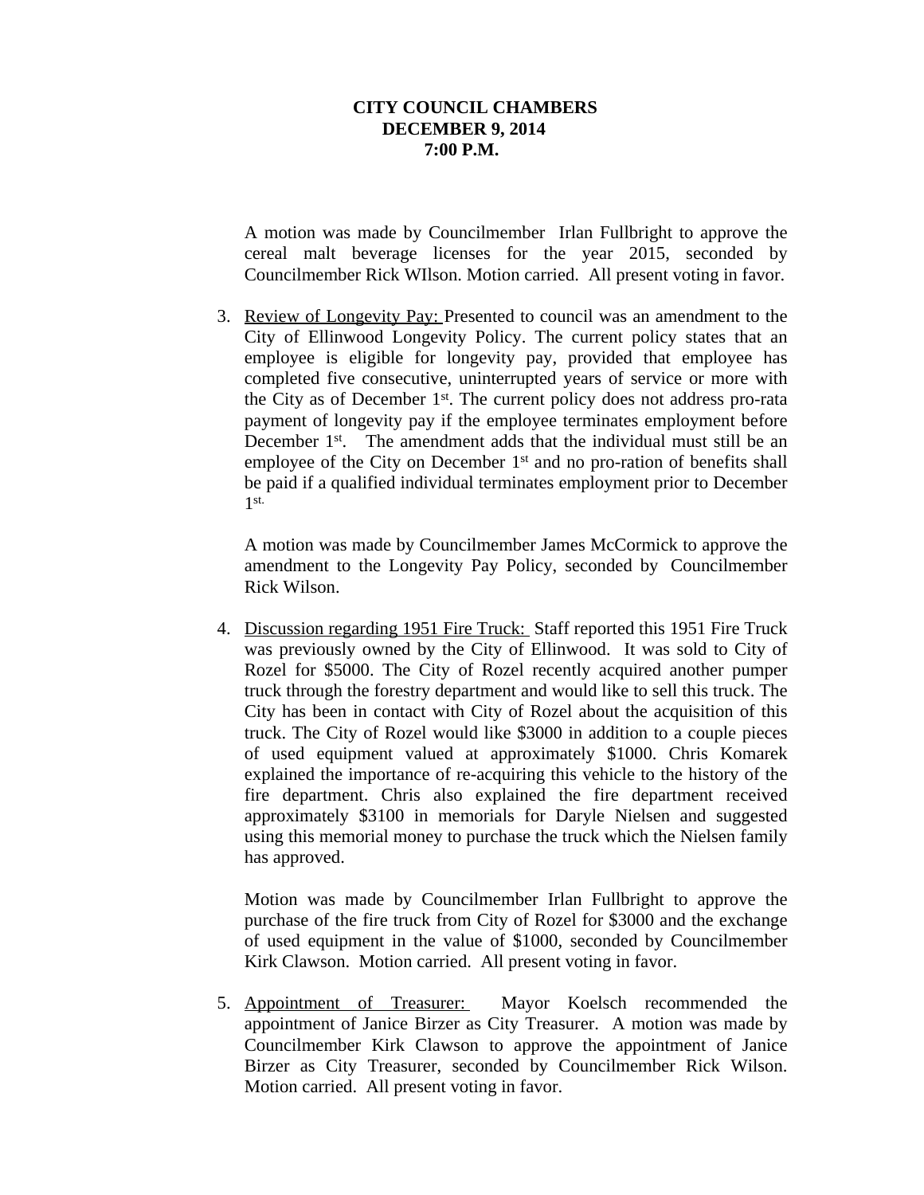**CITY COUNCIL CHAMBERS**
**DECEMBER 9, 2014**
**7:00 P.M.**

A motion was made by Councilmember Irlan Fullbright to approve the cereal malt beverage licenses for the year 2015, seconded by Councilmember Rick WIlson. Motion carried. All present voting in favor.

3. Review of Longevity Pay: Presented to council was an amendment to the City of Ellinwood Longevity Policy. The current policy states that an employee is eligible for longevity pay, provided that employee has completed five consecutive, uninterrupted years of service or more with the City as of December 1st. The current policy does not address pro-rata payment of longevity pay if the employee terminates employment before December 1st. The amendment adds that the individual must still be an employee of the City on December 1st and no pro-ration of benefits shall be paid if a qualified individual terminates employment prior to December 1st.

   A motion was made by Councilmember James McCormick to approve the amendment to the Longevity Pay Policy, seconded by Councilmember Rick Wilson.

4. Discussion regarding 1951 Fire Truck: Staff reported this 1951 Fire Truck was previously owned by the City of Ellinwood. It was sold to City of Rozel for $5000. The City of Rozel recently acquired another pumper truck through the forestry department and would like to sell this truck. The City has been in contact with City of Rozel about the acquisition of this truck. The City of Rozel would like $3000 in addition to a couple pieces of used equipment valued at approximately $1000. Chris Komarek explained the importance of re-acquiring this vehicle to the history of the fire department. Chris also explained the fire department received approximately $3100 in memorials for Daryle Nielsen and suggested using this memorial money to purchase the truck which the Nielsen family has approved.

   Motion was made by Councilmember Irlan Fullbright to approve the purchase of the fire truck from City of Rozel for $3000 and the exchange of used equipment in the value of $1000, seconded by Councilmember Kirk Clawson. Motion carried. All present voting in favor.

5. Appointment of Treasurer: Mayor Koelsch recommended the appointment of Janice Birzer as City Treasurer. A motion was made by Councilmember Kirk Clawson to approve the appointment of Janice Birzer as City Treasurer, seconded by Councilmember Rick Wilson. Motion carried. All present voting in favor.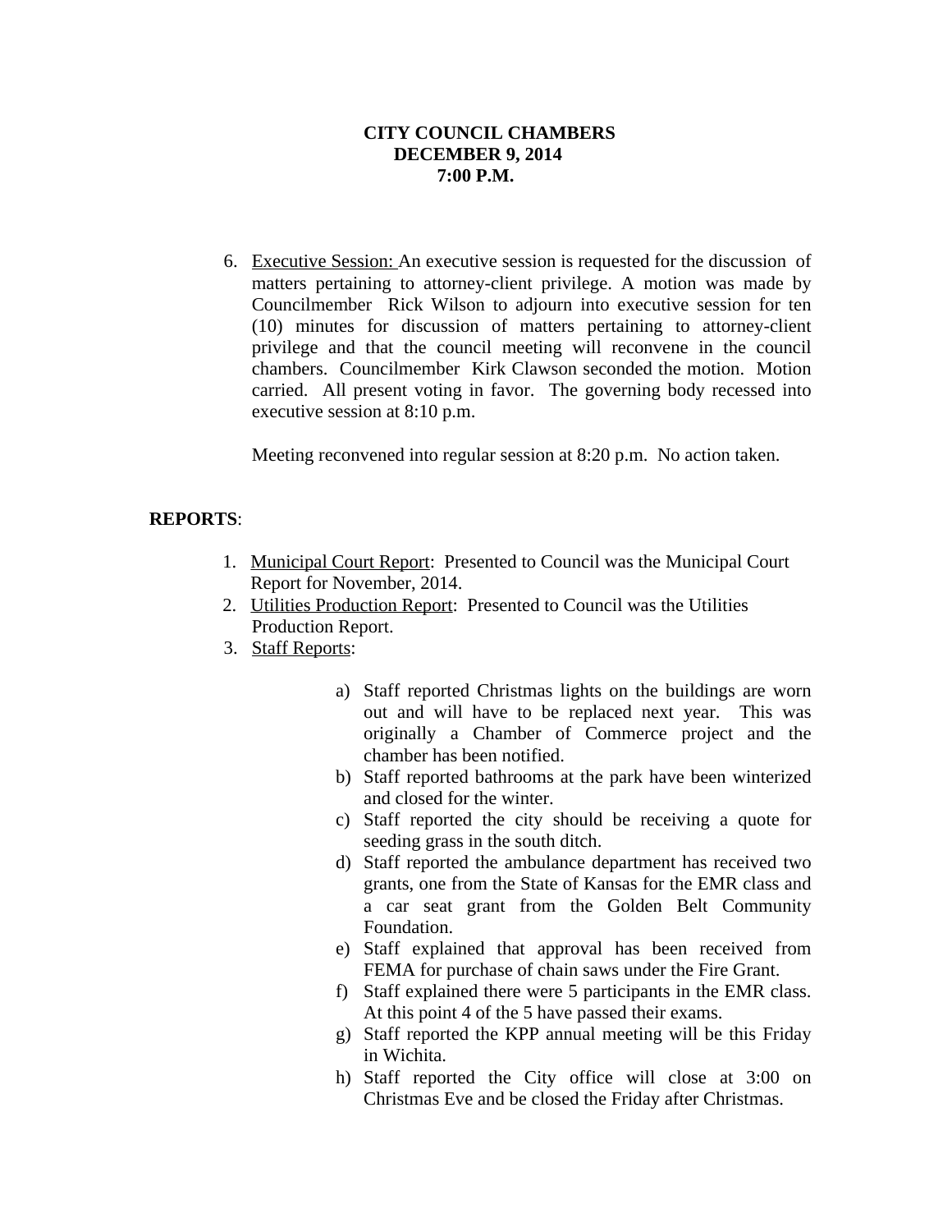**CITY COUNCIL CHAMBERS**
**DECEMBER 9, 2014**
**7:00 P.M.**

6. Executive Session: An executive session is requested for the discussion of matters pertaining to attorney-client privilege. A motion was made by Councilmember Rick Wilson to adjourn into executive session for ten (10) minutes for discussion of matters pertaining to attorney-client privilege and that the council meeting will reconvene in the council chambers. Councilmember Kirk Clawson seconded the motion. Motion carried. All present voting in favor. The governing body recessed into executive session at 8:10 p.m.

   Meeting reconvened into regular session at 8:20 p.m. No action taken.

**REPORTS**:

1. Municipal Court Report: Presented to Council was the Municipal Court Report for November, 2014.
2. Utilities Production Report: Presented to Council was the Utilities Production Report.
3. Staff Reports:

   a) Staff reported Christmas lights on the buildings are worn out and will have to be replaced next year. This was originally a Chamber of Commerce project and the chamber has been notified.
   b) Staff reported bathrooms at the park have been winterized and closed for the winter.
   c) Staff reported the city should be receiving a quote for seeding grass in the south ditch.
   d) Staff reported the ambulance department has received two grants, one from the State of Kansas for the EMR class and a car seat grant from the Golden Belt Community Foundation.
   e) Staff explained that approval has been received from FEMA for purchase of chain saws under the Fire Grant.
   f) Staff explained there were 5 participants in the EMR class. At this point 4 of the 5 have passed their exams.
   g) Staff reported the KPP annual meeting will be this Friday in Wichita.
   h) Staff reported the City office will close at 3:00 on Christmas Eve and be closed the Friday after Christmas.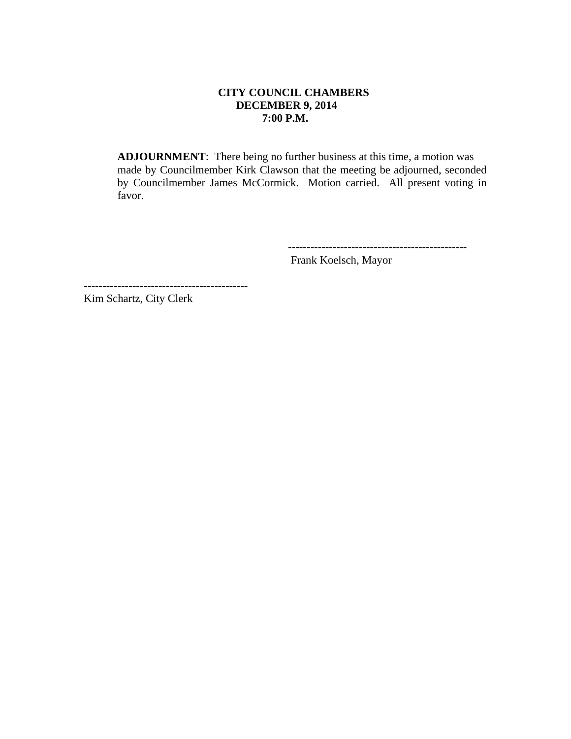**CITY COUNCIL CHAMBERS**
**DECEMBER 9, 2014**
**7:00 P.M.**

**ADJOURNMENT**: There being no further business at this time, a motion was made by Councilmember Kirk Clawson that the meeting be adjourned, seconded by Councilmember James McCormick. Motion carried. All present voting in favor.

------------------------------------------------
Frank Koelsch, Mayor

--------------------------------------------
Kim Schartz, City Clerk